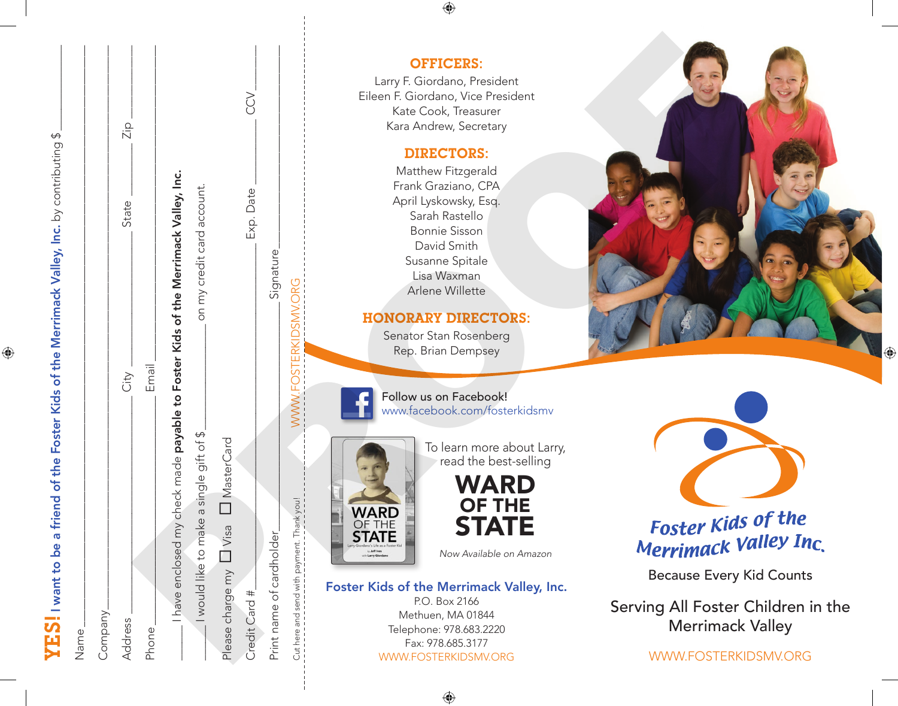**YES!** I want to be a friend of the **Foster Kids of the Merrimack Valley, Inc.** by contributing $ ________

Name ________

Company ________

Address ________ City ________ State ________ Zip ________

Phone ________ Email ________

____ I have enclosed my check made **payable to Foster Kids of the Merrimack Valley, Inc.**

____ I would like to make a single gift of $ ________ on my credit card account.

Please charge my ☐ Visa ☐ MasterCard

Credit Card # ________ Exp. Date ________ CCV ________

Print name of cardholder ________ Signature ________

Cut here and send with payment. Thank you!

WWW.FOSTERKIDSMV.ORG

## OFFICERS:

Larry F. Giordano, President
Eileen F. Giordano, Vice President
Kate Cook, Treasurer
Kara Andrew, Secretary

## DIRECTORS:

Matthew Fitzgerald
Frank Graziano, CPA
April Lyskowsky, Esq.
Sarah Rastello
Bonnie Sisson
David Smith
Susanne Spitale
Lisa Waxman
Arlene Willette

## HONORARY DIRECTORS:

Senator Stan Rosenberg
Rep. Brian Dempsey

Follow us on Facebook!
www.facebook.com/fosterkidsmv

To learn more about Larry, read the best-selling

**WARD OF THE STATE**

*Now Available on Amazon*

**Foster Kids of the Merrimack Valley, Inc.**
P.O. Box 2166
Methuen, MA 01844
Telephone: 978.683.2220
Fax: 978.685.3177
WWW.FOSTERKIDSMV.ORG

# Foster Kids of the Merrimack Valley Inc.

Because Every Kid Counts

Serving All Foster Children in the Merrimack Valley

WWW.FOSTERKIDSMV.ORG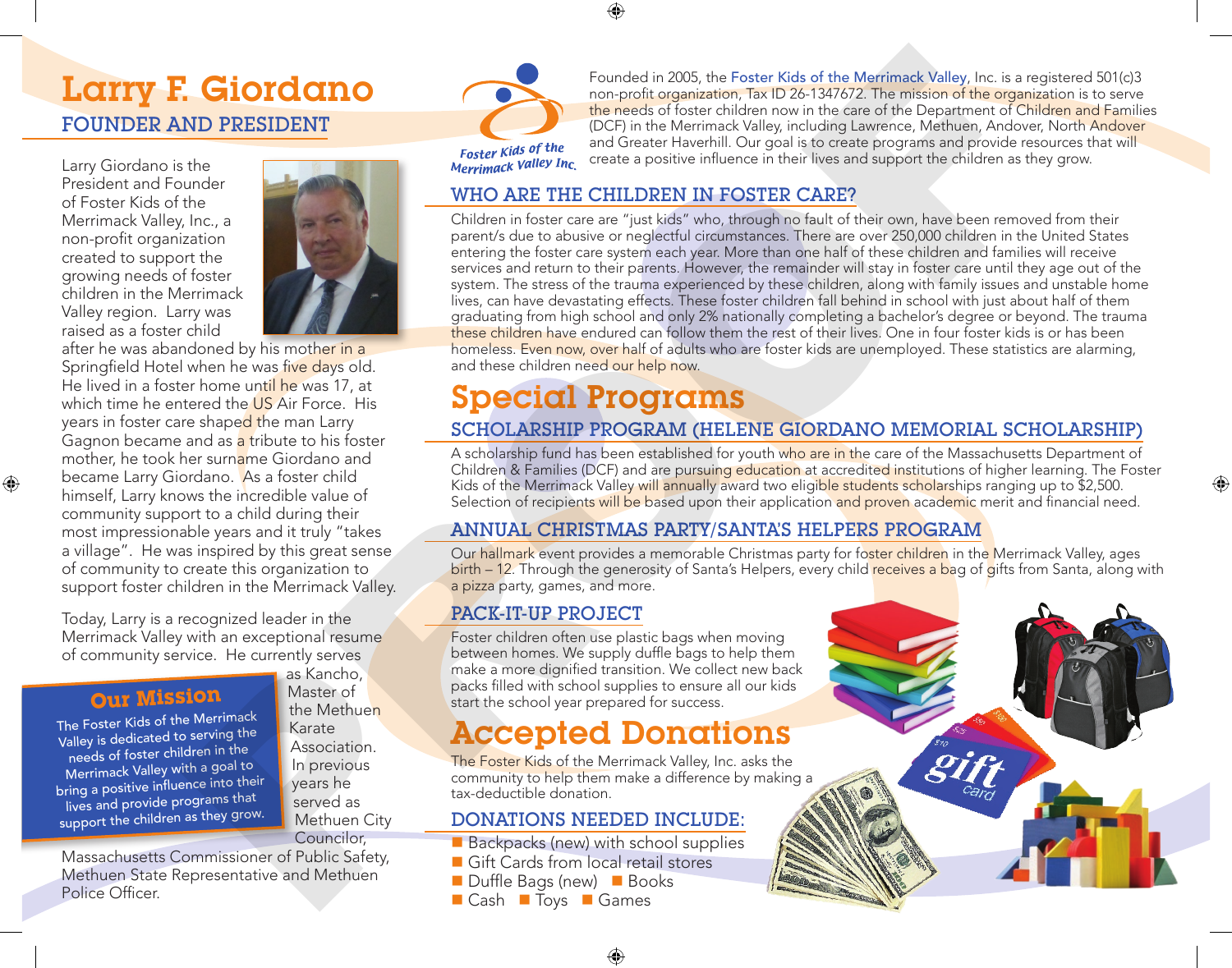# Larry F. Giordano

## FOUNDER AND PRESIDENT

Larry Giordano is the President and Founder of Foster Kids of the Merrimack Valley, Inc., a non-profit organization created to support the growing needs of foster children in the Merrimack Valley region. Larry was raised as a foster child after he was abandoned by his mother in a Springfield Hotel when he was five days old. He lived in a foster home until he was 17, at which time he entered the US Air Force. His years in foster care shaped the man Larry Gagnon became and as a tribute to his foster mother, he took her surname Giordano and became Larry Giordano. As a foster child himself, Larry knows the incredible value of community support to a child during their most impressionable years and it truly "takes a village". He was inspired by this great sense of community to create this organization to support foster children in the Merrimack Valley.

Today, Larry is a recognized leader in the Merrimack Valley with an exceptional resume of community service. He currently serves as Kancho, Master of the Methuen Karate Association. In previous years he served as Methuen City Councilor, Massachusetts Commissioner of Public Safety, Methuen State Representative and Methuen Police Officer.

## Our Mission

The Foster Kids of the Merrimack Valley is dedicated to serving the needs of foster children in the Merrimack Valley with a goal to bring a positive influence into their lives and provide programs that support the children as they grow.

Foster Kids of the Merrimack Valley Inc.

Founded in 2005, the Foster Kids of the Merrimack Valley, Inc. is a registered 501(c)3 non-profit organization, Tax ID 26-1347672. The mission of the organization is to serve the needs of foster children now in the care of the Department of Children and Families (DCF) in the Merrimack Valley, including Lawrence, Methuen, Andover, North Andover and Greater Haverhill. Our goal is to create programs and provide resources that will create a positive influence in their lives and support the children as they grow.

## WHO ARE THE CHILDREN IN FOSTER CARE?

Children in foster care are "just kids" who, through no fault of their own, have been removed from their parent/s due to abusive or neglectful circumstances. There are over 250,000 children in the United States entering the foster care system each year. More than one half of these children and families will receive services and return to their parents. However, the remainder will stay in foster care until they age out of the system. The stress of the trauma experienced by these children, along with family issues and unstable home lives, can have devastating effects. These foster children fall behind in school with just about half of them graduating from high school and only 2% nationally completing a bachelor's degree or beyond. The trauma these children have endured can follow them the rest of their lives. One in four foster kids is or has been homeless. Even now, over half of adults who are foster kids are unemployed. These statistics are alarming, and these children need our help now.

# Special Programs

## SCHOLARSHIP PROGRAM (HELENE GIORDANO MEMORIAL SCHOLARSHIP)

A scholarship fund has been established for youth who are in the care of the Massachusetts Department of Children & Families (DCF) and are pursuing education at accredited institutions of higher learning. The Foster Kids of the Merrimack Valley will annually award two eligible students scholarships ranging up to $2,500. Selection of recipients will be based upon their application and proven academic merit and financial need.

## ANNUAL CHRISTMAS PARTY/SANTA'S HELPERS PROGRAM

Our hallmark event provides a memorable Christmas party for foster children in the Merrimack Valley, ages birth – 12. Through the generosity of Santa's Helpers, every child receives a bag of gifts from Santa, along with a pizza party, games, and more.

## PACK-IT-UP PROJECT

Foster children often use plastic bags when moving between homes. We supply duffle bags to help them make a more dignified transition. We collect new back packs filled with school supplies to ensure all our kids start the school year prepared for success.

# Accepted Donations

The Foster Kids of the Merrimack Valley, Inc. asks the community to help them make a difference by making a tax-deductible donation.

## DONATIONS NEEDED INCLUDE:

- Backpacks (new) with school supplies
- Gift Cards from local retail stores
- Duffle Bags (new)
- Books
- Cash
- Toys
- Games